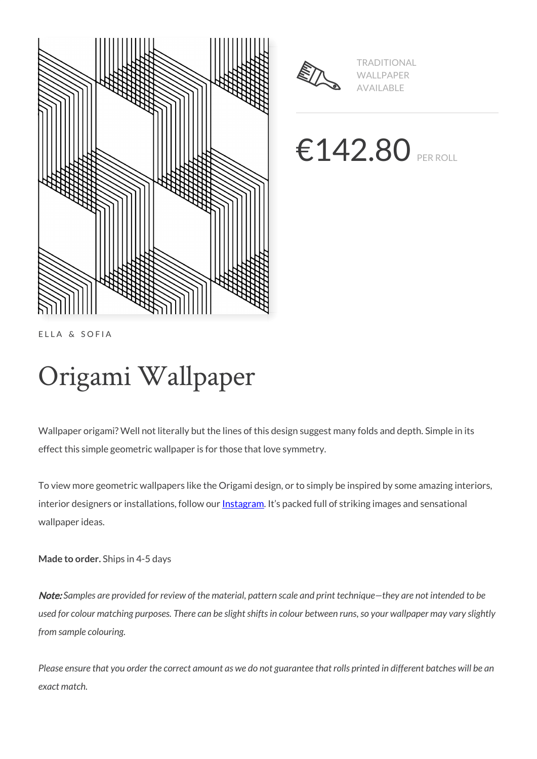TRADITIONAL WALLPAPER AVAILABLE

€142.80 PER ROLL

ELLA & SOFIA

# Origami Wallpaper

Wallpaper origami? Well not literally but the lines of this design suggest many folds and depth. Simple in its effect this simple geometric wallpaper is for those that love symmetry.

To view more geometric wallpapers like the Origami design, or to simply be inspired by some amazing interiors, interior designers or installations, follow our [Instagram](). It's packed full of striking images and sensational wallpaper ideas.

**Made to order.** Ships in 4-5 days

***Note:*** *Samples are provided for review of the material, pattern scale and print technique—they are not intended to be used for colour matching purposes. There can be slight shifts in colour between runs, so your wallpaper may vary slightly from sample colouring.*

*Please ensure that you order the correct amount as we do not guarantee that rolls printed in different batches will be an exact match.*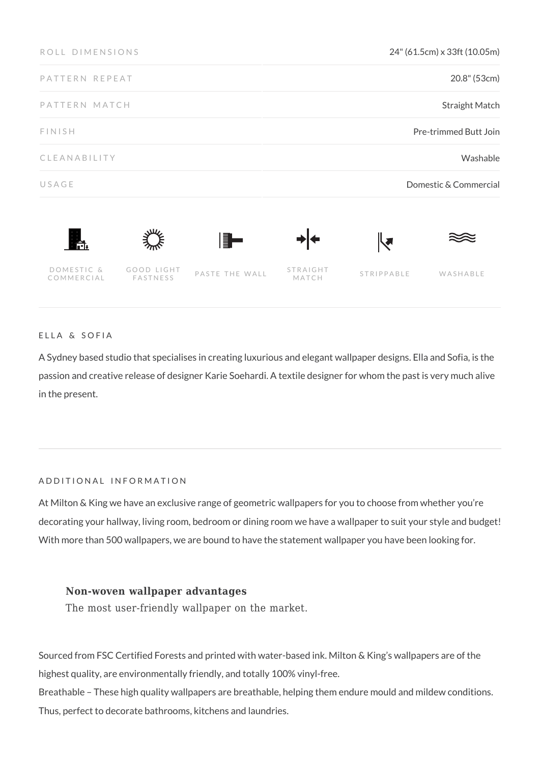| ROLL DIMENSIONS | 24" (61.5cm) x 33ft (10.05m) |
| --- | --- |
| PATTERN REPEAT | 20.8" (53cm) |
| PATTERN MATCH | Straight Match |
| FINISH | Pre-trimmed Butt Join |
| CLEANABILITY | Washable |
| USAGE | Domestic & Commercial |

DOMESTIC & COMMERCIAL | GOOD LIGHT FASTNESS | PASTE THE WALL | STRAIGHT MATCH | STRIPPABLE | WASHABLE

## ELLA & SOFIA

A Sydney based studio that specialises in creating luxurious and elegant wallpaper designs. Ella and Sofia, is the passion and creative release of designer Karie Soehardi. A textile designer for whom the past is very much alive in the present.

## ADDITIONAL INFORMATION

At Milton & King we have an exclusive range of geometric wallpapers for you to choose from whether you're decorating your hallway, living room, bedroom or dining room we have a wallpaper to suit your style and budget! With more than 500 wallpapers, we are bound to have the statement wallpaper you have been looking for.

**Non-woven wallpaper advantages**

The most user-friendly wallpaper on the market.

Sourced from FSC Certified Forests and printed with water-based ink. Milton & King's wallpapers are of the highest quality, are environmentally friendly, and totally 100% vinyl-free.

Breathable – These high quality wallpapers are breathable, helping them endure mould and mildew conditions. Thus, perfect to decorate bathrooms, kitchens and laundries.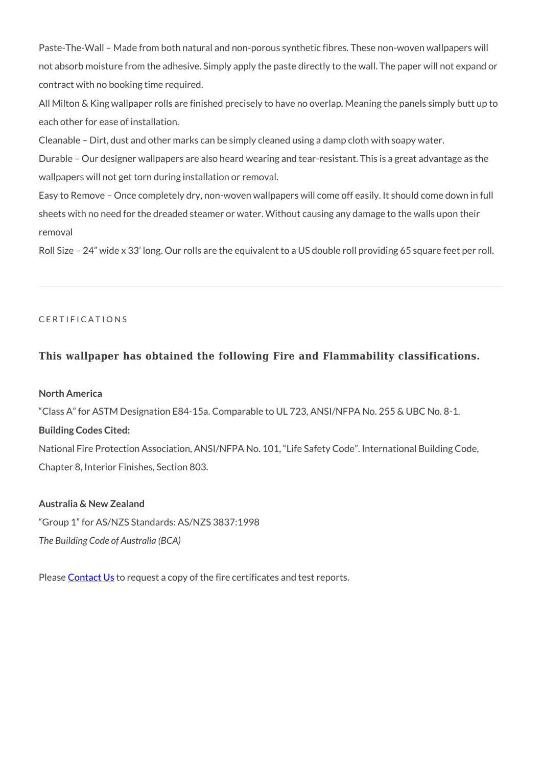Paste-The-Wall – Made from both natural and non-porous synthetic fibres. These non-woven wallpapers will not absorb moisture from the adhesive. Simply apply the paste directly to the wall. The paper will not expand or contract with no booking time required.

All Milton & King wallpaper rolls are finished precisely to have no overlap. Meaning the panels simply butt up to each other for ease of installation.

Cleanable – Dirt, dust and other marks can be simply cleaned using a damp cloth with soapy water.

Durable – Our designer wallpapers are also heard wearing and tear-resistant. This is a great advantage as the wallpapers will not get torn during installation or removal.

Easy to Remove – Once completely dry, non-woven wallpapers will come off easily. It should come down in full sheets with no need for the dreaded steamer or water. Without causing any damage to the walls upon their removal

Roll Size – 24" wide x 33' long. Our rolls are the equivalent to a US double roll providing 65 square feet per roll.

---

CERTIFICATIONS

## This wallpaper has obtained the following Fire and Flammability classifications.

**North America**

"Class A" for ASTM Designation E84-15a. Comparable to UL 723, ANSI/NFPA No. 255 & UBC No. 8-1.

**Building Codes Cited:**

National Fire Protection Association, ANSI/NFPA No. 101, "Life Safety Code". International Building Code, Chapter 8, Interior Finishes, Section 803.

**Australia & New Zealand**

"Group 1" for AS/NZS Standards: AS/NZS 3837:1998

*The Building Code of Australia (BCA)*

Please Contact Us to request a copy of the fire certificates and test reports.